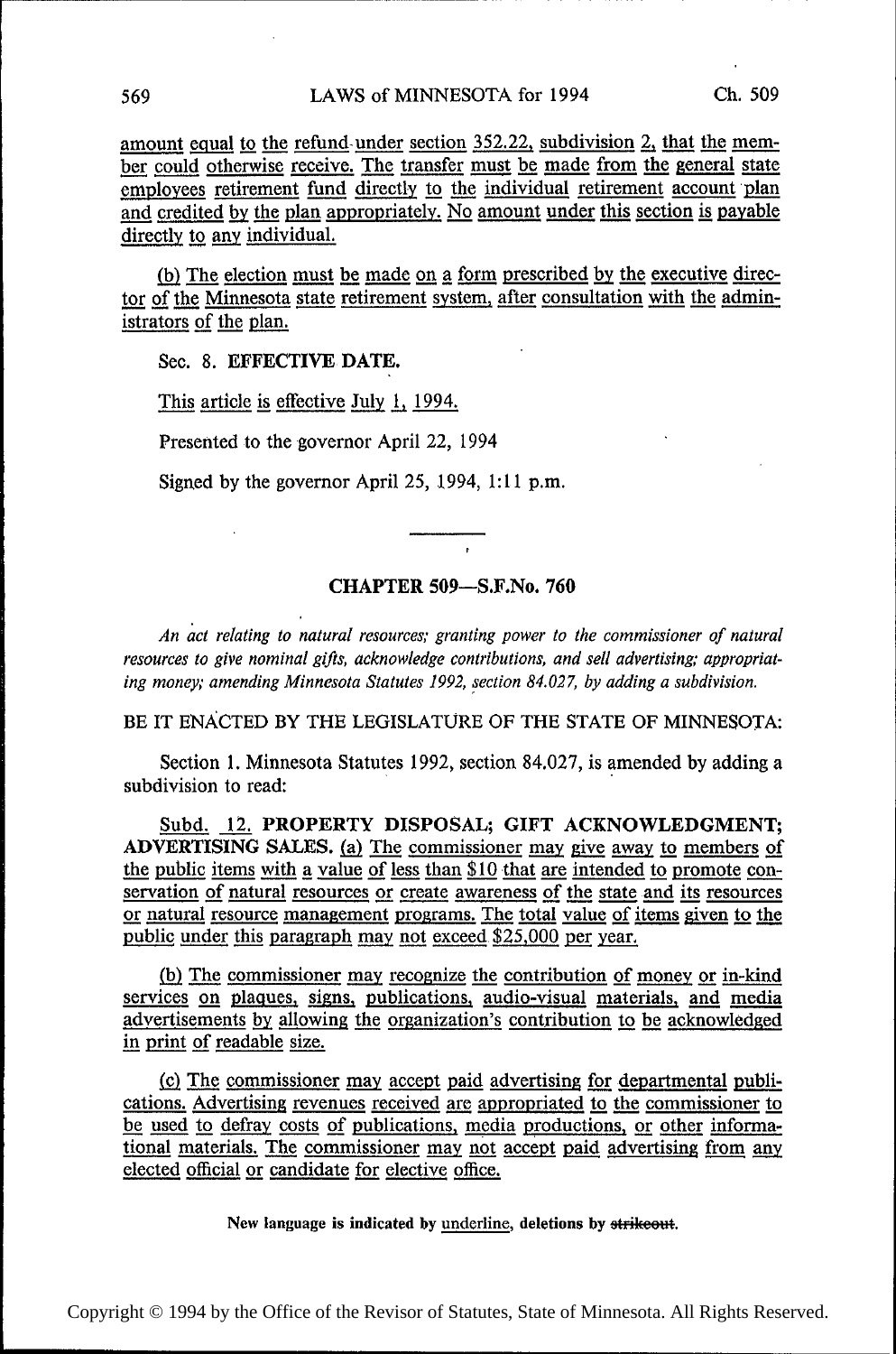amount equal to the refund under section 352.22, subdivision 2, that the member could otherwise receive. The transfer must be made from the general state employees retirement fund directly to the individual retirement account plan and credited by the plan appropriately. No amount under this section is payable directly to any individual.

(b) The election must be made on a form prescribed by the executive director of the Minnesota state retirement system, after consultation with the administrators of the plan.

Sec. 8. **EFFECTIVE DATE.**

This article is effective July 1, 1994.

Presented to the governor April 22, 1994

Signed by the governor April 25, 1994, 1:11 p.m.

---

## CHAPTER 509—S.F.No. 760

*An act relating to natural resources; granting power to the commissioner of natural resources to give nominal gifts, acknowledge contributions, and sell advertising; appropriating money; amending Minnesota Statutes 1992, section 84.027, by adding a subdivision.*

BE IT ENACTED BY THE LEGISLATURE OF THE STATE OF MINNESOTA:

Section 1. Minnesota Statutes 1992, section 84.027, is amended by adding a subdivision to read:

Subd. 12. **PROPERTY DISPOSAL; GIFT ACKNOWLEDGMENT; ADVERTISING SALES.** (a) The commissioner may give away to members of the public items with a value of less than $10 that are intended to promote conservation of natural resources or create awareness of the state and its resources or natural resource management programs. The total value of items given to the public under this paragraph may not exceed $25,000 per year.

(b) The commissioner may recognize the contribution of money or in-kind services on plaques, signs, publications, audio-visual materials, and media advertisements by allowing the organization's contribution to be acknowledged in print of readable size.

(c) The commissioner may accept paid advertising for departmental publications. Advertising revenues received are appropriated to the commissioner to be used to defray costs of publications, media productions, or other informational materials. The commissioner may not accept paid advertising from any elected official or candidate for elective office.

New language is indicated by underline, deletions by ~~strikeout~~.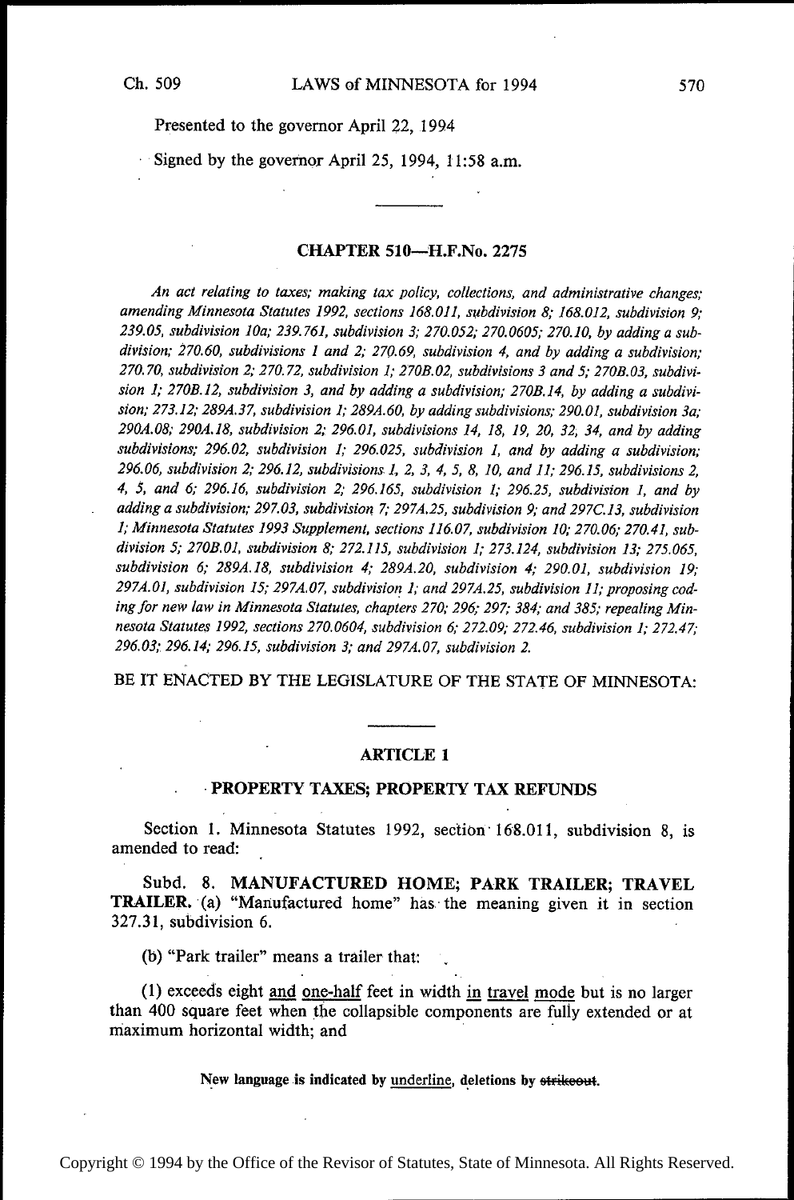Presented to the governor April 22, 1994

Signed by the governor April 25, 1994, 11:58 a.m.

---

## CHAPTER 510—H.F.No. 2275

*An act relating to taxes; making tax policy, collections, and administrative changes; amending Minnesota Statutes 1992, sections 168.011, subdivision 8; 168.012, subdivision 9; 239.05, subdivision 10a; 239.761, subdivision 3; 270.052; 270.0605; 270.10, by adding a subdivision; 270.60, subdivisions 1 and 2; 270.69, subdivision 4, and by adding a subdivision; 270.70, subdivision 2; 270.72, subdivision 1; 270B.02, subdivisions 3 and 5; 270B.03, subdivision 1; 270B.12, subdivision 3, and by adding a subdivision; 270B.14, by adding a subdivision; 273.12; 289A.37, subdivision 1; 289A.60, by adding subdivisions; 290.01, subdivision 3a; 290A.08; 290A.18, subdivision 2; 296.01, subdivisions 14, 18, 19, 20, 32, 34, and by adding subdivisions; 296.02, subdivision 1; 296.025, subdivision 1, and by adding a subdivision; 296.06, subdivision 2; 296.12, subdivisions 1, 2, 3, 4, 5, 8, 10, and 11; 296.15, subdivisions 2, 4, 5, and 6; 296.16, subdivision 2; 296.165, subdivision 1; 296.25, subdivision 1, and by adding a subdivision; 297.03, subdivision 7; 297A.25, subdivision 9; and 297C.13, subdivision 1; Minnesota Statutes 1993 Supplement, sections 116.07, subdivision 10; 270.06; 270.41, subdivision 5; 270B.01, subdivision 8; 272.115, subdivision 1; 273.124, subdivision 13; 275.065, subdivision 6; 289A.18, subdivision 4; 289A.20, subdivision 4; 290.01, subdivision 19; 297A.01, subdivision 15; 297A.07, subdivision 1; and 297A.25, subdivision 11; proposing coding for new law in Minnesota Statutes, chapters 270; 296; 297; 384; and 385; repealing Minnesota Statutes 1992, sections 270.0604, subdivision 6; 272.09; 272.46, subdivision 1; 272.47; 296.03; 296.14; 296.15, subdivision 3; and 297A.07, subdivision 2.*

BE IT ENACTED BY THE LEGISLATURE OF THE STATE OF MINNESOTA:

---

### ARTICLE 1

### PROPERTY TAXES; PROPERTY TAX REFUNDS

Section 1. Minnesota Statutes 1992, section 168.011, subdivision 8, is amended to read:

Subd. 8. **MANUFACTURED HOME; PARK TRAILER; TRAVEL TRAILER.** (a) "Manufactured home" has the meaning given it in section 327.31, subdivision 6.

(b) "Park trailer" means a trailer that:

(1) exceeds eight <u>and one-half</u> feet in width <u>in travel mode</u> but is no larger than 400 square feet when the collapsible components are fully extended or at maximum horizontal width; and

**New language is indicated by <u>underline</u>, deletions by ~~strikeout~~.**